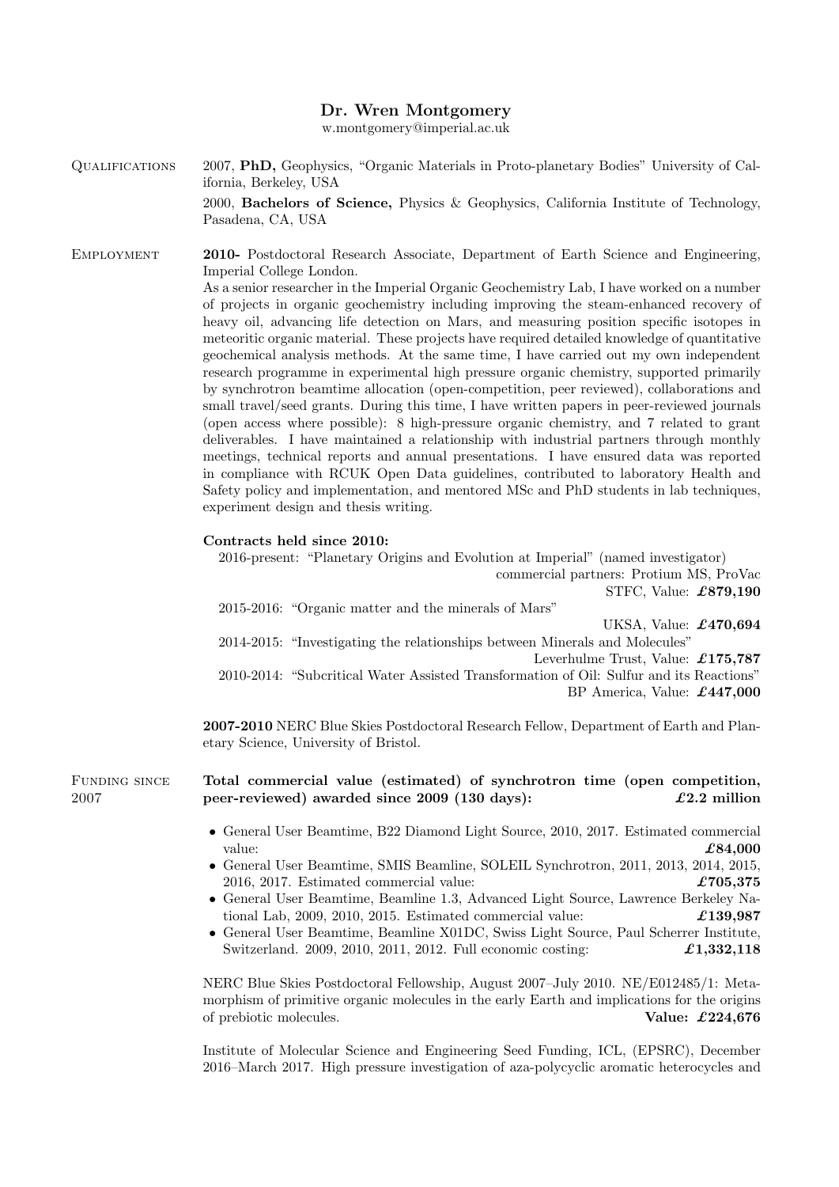# Dr. Wren Montgomery

w.montgomery@imperial.ac.uk

## Qualifications

2007, **PhD,** Geophysics, "Organic Materials in Proto-planetary Bodies" University of California, Berkeley, USA

2000, **Bachelors of Science,** Physics & Geophysics, California Institute of Technology, Pasadena, CA, USA

## Employment

**2010-** Postdoctoral Research Associate, Department of Earth Science and Engineering, Imperial College London.

As a senior researcher in the Imperial Organic Geochemistry Lab, I have worked on a number of projects in organic geochemistry including improving the steam-enhanced recovery of heavy oil, advancing life detection on Mars, and measuring position specific isotopes in meteoritic organic material. These projects have required detailed knowledge of quantitative geochemical analysis methods. At the same time, I have carried out my own independent research programme in experimental high pressure organic chemistry, supported primarily by synchrotron beamtime allocation (open-competition, peer reviewed), collaborations and small travel/seed grants. During this time, I have written papers in peer-reviewed journals (open access where possible): 8 high-pressure organic chemistry, and 7 related to grant deliverables. I have maintained a relationship with industrial partners through monthly meetings, technical reports and annual presentations. I have ensured data was reported in compliance with RCUK Open Data guidelines, contributed to laboratory Health and Safety policy and implementation, and mentored MSc and PhD students in lab techniques, experiment design and thesis writing.

**Contracts held since 2010:**

2016-present: "Planetary Origins and Evolution at Imperial" (named investigator)
commercial partners: Protium MS, ProVac
STFC, Value: **£879,190**

2015-2016: "Organic matter and the minerals of Mars"
UKSA, Value: **£470,694**

2014-2015: "Investigating the relationships between Minerals and Molecules"
Leverhulme Trust, Value: **£175,787**

2010-2014: "Subcritical Water Assisted Transformation of Oil: Sulfur and its Reactions"
BP America, Value: **£447,000**

**2007-2010** NERC Blue Skies Postdoctoral Research Fellow, Department of Earth and Planetary Science, University of Bristol.

## Funding since 2007

**Total commercial value (estimated) of synchrotron time (open competition, peer-reviewed) awarded since 2009 (130 days): £2.2 million**

- General User Beamtime, B22 Diamond Light Source, 2010, 2017. Estimated commercial value: **£84,000**
- General User Beamtime, SMIS Beamline, SOLEIL Synchrotron, 2011, 2013, 2014, 2015, 2016, 2017. Estimated commercial value: **£705,375**
- General User Beamtime, Beamline 1.3, Advanced Light Source, Lawrence Berkeley National Lab, 2009, 2010, 2015. Estimated commercial value: **£139,987**
- General User Beamtime, Beamline X01DC, Swiss Light Source, Paul Scherrer Institute, Switzerland. 2009, 2010, 2011, 2012. Full economic costing: **£1,332,118**

NERC Blue Skies Postdoctoral Fellowship, August 2007–July 2010. NE/E012485/1: Metamorphism of primitive organic molecules in the early Earth and implications for the origins of prebiotic molecules. **Value: £224,676**

Institute of Molecular Science and Engineering Seed Funding, ICL, (EPSRC), December 2016–March 2017. High pressure investigation of aza-polycyclic aromatic heterocycles and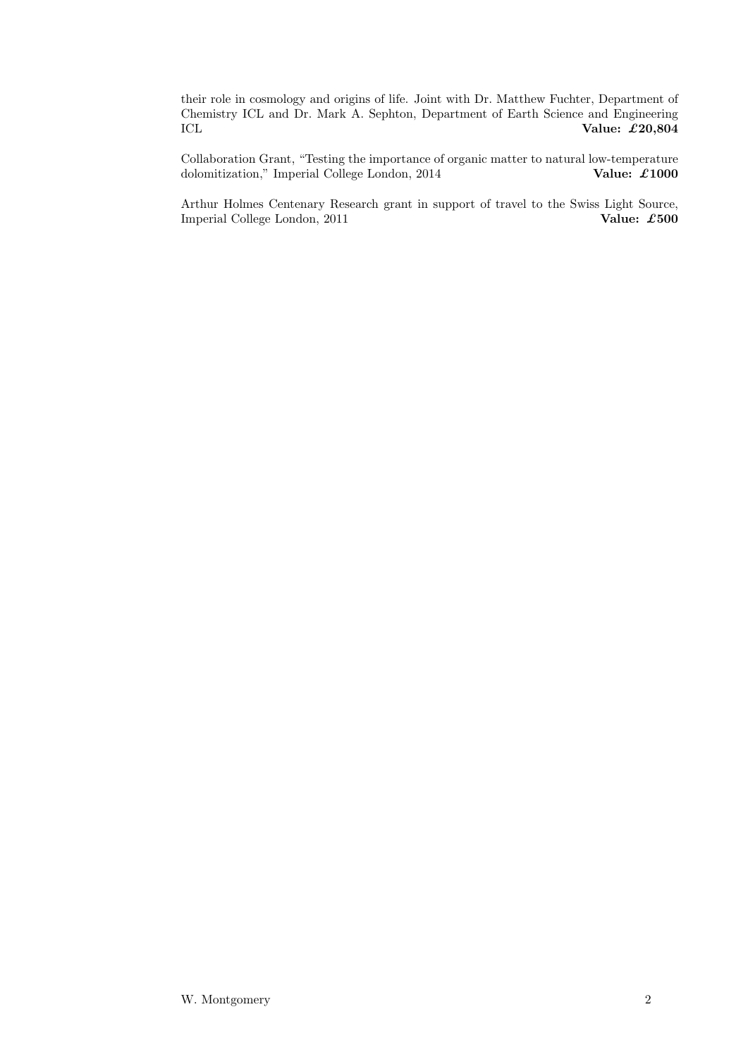their role in cosmology and origins of life. Joint with Dr. Matthew Fuchter, Department of Chemistry ICL and Dr. Mark A. Sephton, Department of Earth Science and Engineering ICL **Value: £20,804**

Collaboration Grant, "Testing the importance of organic matter to natural low-temperature dolomitization," Imperial College London, 2014 **Value: £1000**

Arthur Holmes Centenary Research grant in support of travel to the Swiss Light Source, Imperial College London, 2011 **Value: £500**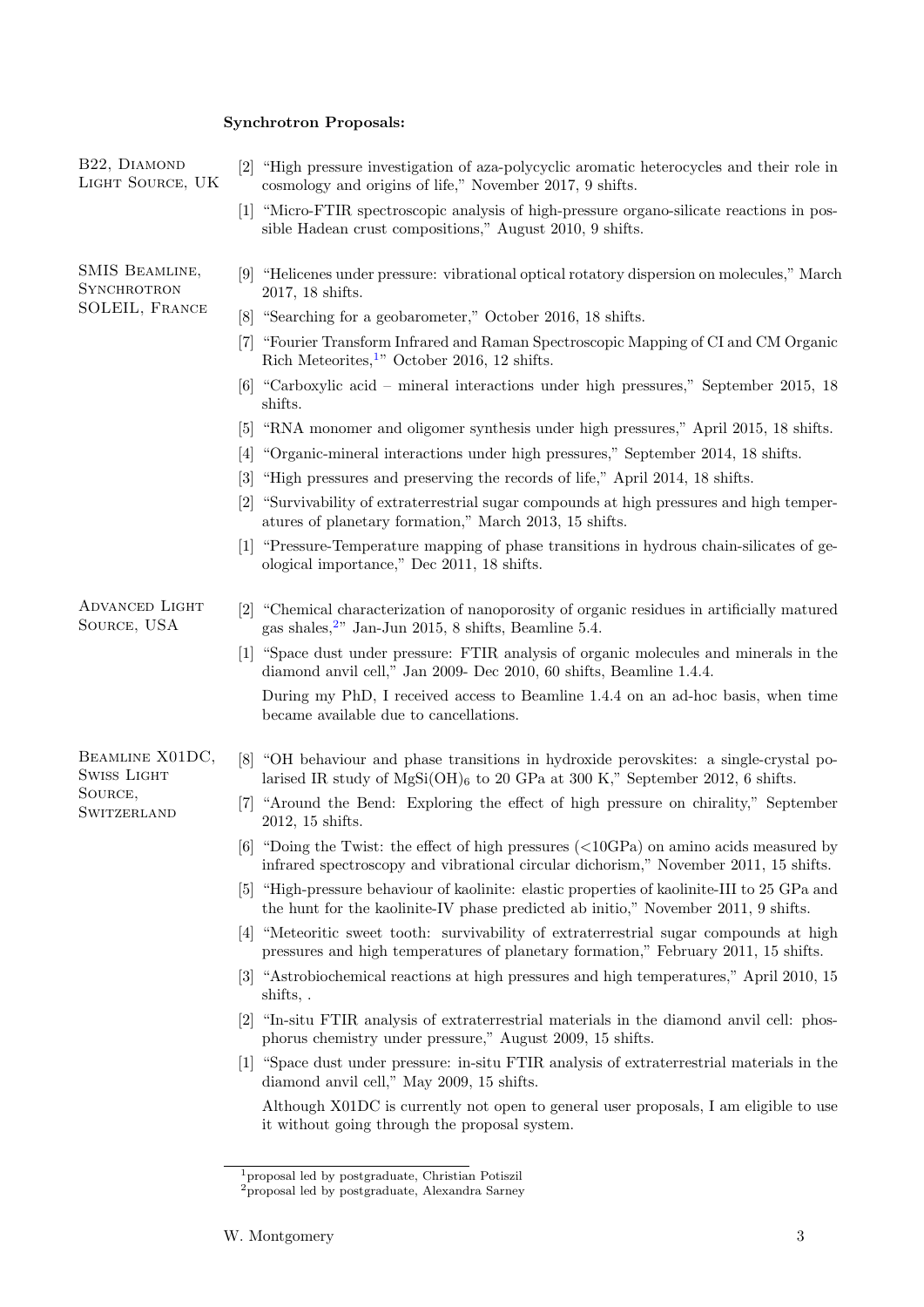**Synchrotron Proposals:**

**B22, Diamond Light Source, UK**

[2] "High pressure investigation of aza-polycyclic aromatic heterocycles and their role in cosmology and origins of life," November 2017, 9 shifts.

[1] "Micro-FTIR spectroscopic analysis of high-pressure organo-silicate reactions in possible Hadean crust compositions," August 2010, 9 shifts.

**SMIS Beamline, Synchrotron SOLEIL, France**

[9] "Helicenes under pressure: vibrational optical rotatory dispersion on molecules," March 2017, 18 shifts.

[8] "Searching for a geobarometer," October 2016, 18 shifts.

[7] "Fourier Transform Infrared and Raman Spectroscopic Mapping of CI and CM Organic Rich Meteorites,[1]" October 2016, 12 shifts.

[6] "Carboxylic acid – mineral interactions under high pressures," September 2015, 18 shifts.

[5] "RNA monomer and oligomer synthesis under high pressures," April 2015, 18 shifts.

[4] "Organic-mineral interactions under high pressures," September 2014, 18 shifts.

[3] "High pressures and preserving the records of life," April 2014, 18 shifts.

[2] "Survivability of extraterrestrial sugar compounds at high pressures and high temperatures of planetary formation," March 2013, 15 shifts.

[1] "Pressure-Temperature mapping of phase transitions in hydrous chain-silicates of geological importance," Dec 2011, 18 shifts.

**Advanced Light Source, USA**

[2] "Chemical characterization of nanoporosity of organic residues in artificially matured gas shales,[2]" Jan-Jun 2015, 8 shifts, Beamline 5.4.

[1] "Space dust under pressure: FTIR analysis of organic molecules and minerals in the diamond anvil cell," Jan 2009- Dec 2010, 60 shifts, Beamline 1.4.4.

During my PhD, I received access to Beamline 1.4.4 on an ad-hoc basis, when time became available due to cancellations.

**Beamline X01DC, Swiss Light Source, Switzerland**

[8] "OH behaviour and phase transitions in hydroxide perovskites: a single-crystal polarised IR study of $MgSi(OH)_6$ to 20 GPa at 300 K," September 2012, 6 shifts.

[7] "Around the Bend: Exploring the effect of high pressure on chirality," September 2012, 15 shifts.

[6] "Doing the Twist: the effect of high pressures (<10GPa) on amino acids measured by infrared spectroscopy and vibrational circular dichorism," November 2011, 15 shifts.

[5] "High-pressure behaviour of kaolinite: elastic properties of kaolinite-III to 25 GPa and the hunt for the kaolinite-IV phase predicted ab initio," November 2011, 9 shifts.

[4] "Meteoritic sweet tooth: survivability of extraterrestrial sugar compounds at high pressures and high temperatures of planetary formation," February 2011, 15 shifts.

[3] "Astrobiochemical reactions at high pressures and high temperatures," April 2010, 15 shifts, .

[2] "In-situ FTIR analysis of extraterrestrial materials in the diamond anvil cell: phosphorus chemistry under pressure," August 2009, 15 shifts.

[1] "Space dust under pressure: in-situ FTIR analysis of extraterrestrial materials in the diamond anvil cell," May 2009, 15 shifts.

Although X01DC is currently not open to general user proposals, I am eligible to use it without going through the proposal system.

---

[1] proposal led by postgraduate, Christian Potiszil

[2] proposal led by postgraduate, Alexandra Sarney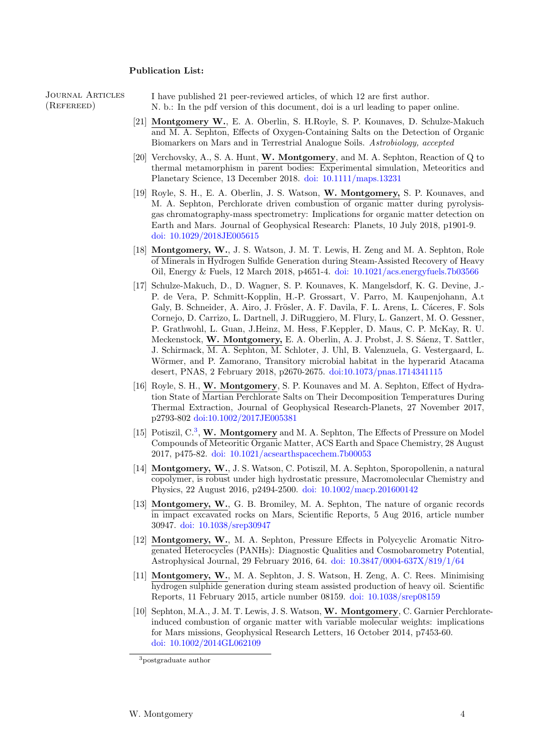**Publication List:**

Journal Articles (Refereed)

I have published 21 peer-reviewed articles, of which 12 are first author.
N. b.: In the pdf version of this document, doi is a url leading to paper online.

[21] **Montgomery W.**, E. A. Oberlin, S. H.Royle, S. P. Kounaves, D. Schulze-Makuch and M. A. Sephton, Effects of Oxygen-Containing Salts on the Detection of Organic Biomarkers on Mars and in Terrestrial Analogue Soils. *Astrobiology, accepted*

[20] Verchovsky, A., S. A. Hunt, **W. Montgomery**, and M. A. Sephton, Reaction of Q to thermal metamorphism in parent bodies: Experimental simulation, Meteoritics and Planetary Science, 13 December 2018. doi: 10.1111/maps.13231

[19] Royle, S. H., E. A. Oberlin, J. S. Watson, **W. Montgomery,** S. P. Kounaves, and M. A. Sephton, Perchlorate driven combustion of organic matter during pyrolysis-gas chromatography-mass spectrometry: Implications for organic matter detection on Earth and Mars. Journal of Geophysical Research: Planets, 10 July 2018, p1901-9. doi: 10.1029/2018JE005615

[18] **Montgomery, W.**, J. S. Watson, J. M. T. Lewis, H. Zeng and M. A. Sephton, Role of Minerals in Hydrogen Sulfide Generation during Steam-Assisted Recovery of Heavy Oil, Energy & Fuels, 12 March 2018, p4651-4. doi: 10.1021/acs.energyfuels.7b03566

[17] Schulze-Makuch, D., D. Wagner, S. P. Kounaves, K. Mangelsdorf, K. G. Devine, J.-P. de Vera, P. Schmitt-Kopplin, H.-P. Grossart, V. Parro, M. Kaupenjohann, A.t Galy, B. Schneider, A. Airo, J. Frösler, A. F. Davila, F. L. Arens, L. Cáceres, F. Sols Cornejo, D. Carrizo, L. Dartnell, J. DiRuggiero, M. Flury, L. Ganzert, M. O. Gessner, P. Grathwohl, L. Guan, J.Heinz, M. Hess, F.Keppler, D. Maus, C. P. McKay, R. U. Meckenstock, **W. Montgomery,** E. A. Oberlin, A. J. Probst, J. S. Sáenz, T. Sattler, J. Schirmack, M. A. Sephton, M. Schloter, J. Uhl, B. Valenzuela, G. Vestergaard, L. Wörmer, and P. Zamorano, Transitory microbial habitat in the hyperarid Atacama desert, PNAS, 2 February 2018, p2670-2675. doi:10.1073/pnas.1714341115

[16] Royle, S. H., **W. Montgomery**, S. P. Kounaves and M. A. Sephton, Effect of Hydration State of Martian Perchlorate Salts on Their Decomposition Temperatures During Thermal Extraction, Journal of Geophysical Research-Planets, 27 November 2017, p2793-802 doi:10.1002/2017JE005381

[15] Potiszil, C.[3], **W. Montgomery** and M. A. Sephton, The Effects of Pressure on Model Compounds of Meteoritic Organic Matter, ACS Earth and Space Chemistry, 28 August 2017, p475-82. doi: 10.1021/acsearthspacechem.7b00053

[14] **Montgomery, W.**, J. S. Watson, C. Potiszil, M. A. Sephton, Sporopollenin, a natural copolymer, is robust under high hydrostatic pressure, Macromolecular Chemistry and Physics, 22 August 2016, p2494-2500. doi: 10.1002/macp.201600142

[13] **Montgomery, W.**, G. B. Bromiley, M. A. Sephton, The nature of organic records in impact excavated rocks on Mars, Scientific Reports, 5 Aug 2016, article number 30947. doi: 10.1038/srep30947

[12] **Montgomery, W.**, M. A. Sephton, Pressure Effects in Polycyclic Aromatic Nitrogenated Heterocycles (PANHs): Diagnostic Qualities and Cosmobarometry Potential, Astrophysical Journal, 29 February 2016, 64. doi: 10.3847/0004-637X/819/1/64

[11] **Montgomery, W.**, M. A. Sephton, J. S. Watson, H. Zeng, A. C. Rees. Minimising hydrogen sulphide generation during steam assisted production of heavy oil. Scientific Reports, 11 February 2015, article number 08159. doi: 10.1038/srep08159

[10] Sephton, M.A., J. M. T. Lewis, J. S. Watson, **W. Montgomery**, C. Garnier Perchlorate-induced combustion of organic matter with variable molecular weights: implications for Mars missions, Geophysical Research Letters, 16 October 2014, p7453-60. doi: 10.1002/2014GL062109

[3] postgraduate author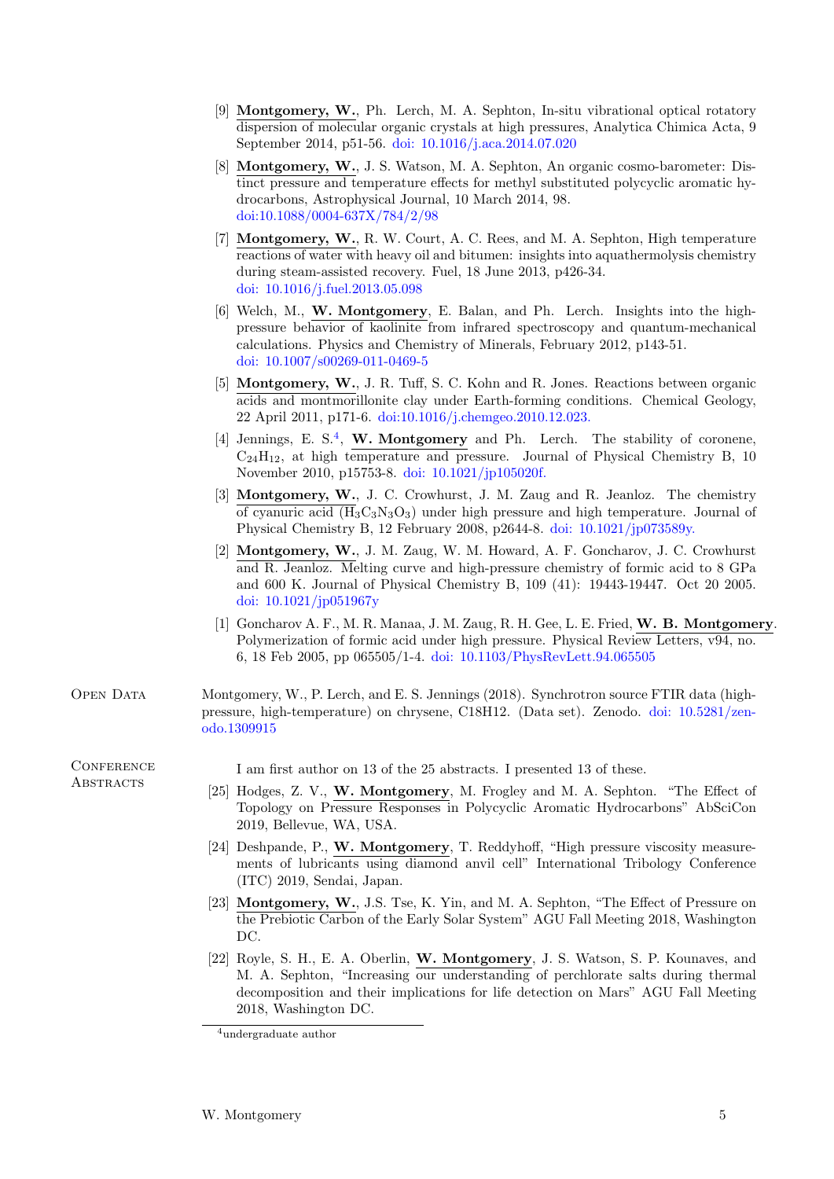[9] **Montgomery, W.**, Ph. Lerch, M. A. Sephton, In-situ vibrational optical rotatory dispersion of molecular organic crystals at high pressures, Analytica Chimica Acta, 9 September 2014, p51-56. doi: 10.1016/j.aca.2014.07.020

[8] **Montgomery, W.**, J. S. Watson, M. A. Sephton, An organic cosmo-barometer: Distinct pressure and temperature effects for methyl substituted polycyclic aromatic hydrocarbons, Astrophysical Journal, 10 March 2014, 98. doi:10.1088/0004-637X/784/2/98

[7] **Montgomery, W.**, R. W. Court, A. C. Rees, and M. A. Sephton, High temperature reactions of water with heavy oil and bitumen: insights into aquathermolysis chemistry during steam-assisted recovery. Fuel, 18 June 2013, p426-34. doi: 10.1016/j.fuel.2013.05.098

[6] Welch, M., **W. Montgomery**, E. Balan, and Ph. Lerch. Insights into the high-pressure behavior of kaolinite from infrared spectroscopy and quantum-mechanical calculations. Physics and Chemistry of Minerals, February 2012, p143-51. doi: 10.1007/s00269-011-0469-5

[5] **Montgomery, W.**, J. R. Tuff, S. C. Kohn and R. Jones. Reactions between organic acids and montmorillonite clay under Earth-forming conditions. Chemical Geology, 22 April 2011, p171-6. doi:10.1016/j.chemgeo.2010.12.023.

[4] Jennings, E. S.[4], **W. Montgomery** and Ph. Lerch. The stability of coronene, $C_{24}H_{12}$, at high temperature and pressure. Journal of Physical Chemistry B, 10 November 2010, p15753-8. doi: 10.1021/jp105020f.

[3] **Montgomery, W.**, J. C. Crowhurst, J. M. Zaug and R. Jeanloz. The chemistry of cyanuric acid ($H_3C_3N_3O_3$) under high pressure and high temperature. Journal of Physical Chemistry B, 12 February 2008, p2644-8. doi: 10.1021/jp073589y.

[2] **Montgomery, W.**, J. M. Zaug, W. M. Howard, A. F. Goncharov, J. C. Crowhurst and R. Jeanloz. Melting curve and high-pressure chemistry of formic acid to 8 GPa and 600 K. Journal of Physical Chemistry B, 109 (41): 19443-19447. Oct 20 2005. doi: 10.1021/jp051967y

[1] Goncharov A. F., M. R. Manaa, J. M. Zaug, R. H. Gee, L. E. Fried, **W. B. Montgomery**. Polymerization of formic acid under high pressure. Physical Review Letters, v94, no. 6, 18 Feb 2005, pp 065505/1-4. doi: 10.1103/PhysRevLett.94.065505

## Open Data

Montgomery, W., P. Lerch, and E. S. Jennings (2018). Synchrotron source FTIR data (high-pressure, high-temperature) on chrysene, C18H12. (Data set). Zenodo. doi: 10.5281/zenodo.1309915

## Conference Abstracts

I am first author on 13 of the 25 abstracts. I presented 13 of these.

[25] Hodges, Z. V., **W. Montgomery**, M. Frogley and M. A. Sephton. "The Effect of Topology on Pressure Responses in Polycyclic Aromatic Hydrocarbons" AbSciCon 2019, Bellevue, WA, USA.

[24] Deshpande, P., **W. Montgomery**, T. Reddyhoff, "High pressure viscosity measurements of lubricants using diamond anvil cell" International Tribology Conference (ITC) 2019, Sendai, Japan.

[23] **Montgomery, W.**, J.S. Tse, K. Yin, and M. A. Sephton, "The Effect of Pressure on the Prebiotic Carbon of the Early Solar System" AGU Fall Meeting 2018, Washington DC.

[22] Royle, S. H., E. A. Oberlin, **W. Montgomery**, J. S. Watson, S. P. Kounaves, and M. A. Sephton, "Increasing our understanding of perchlorate salts during thermal decomposition and their implications for life detection on Mars" AGU Fall Meeting 2018, Washington DC.

[4] undergraduate author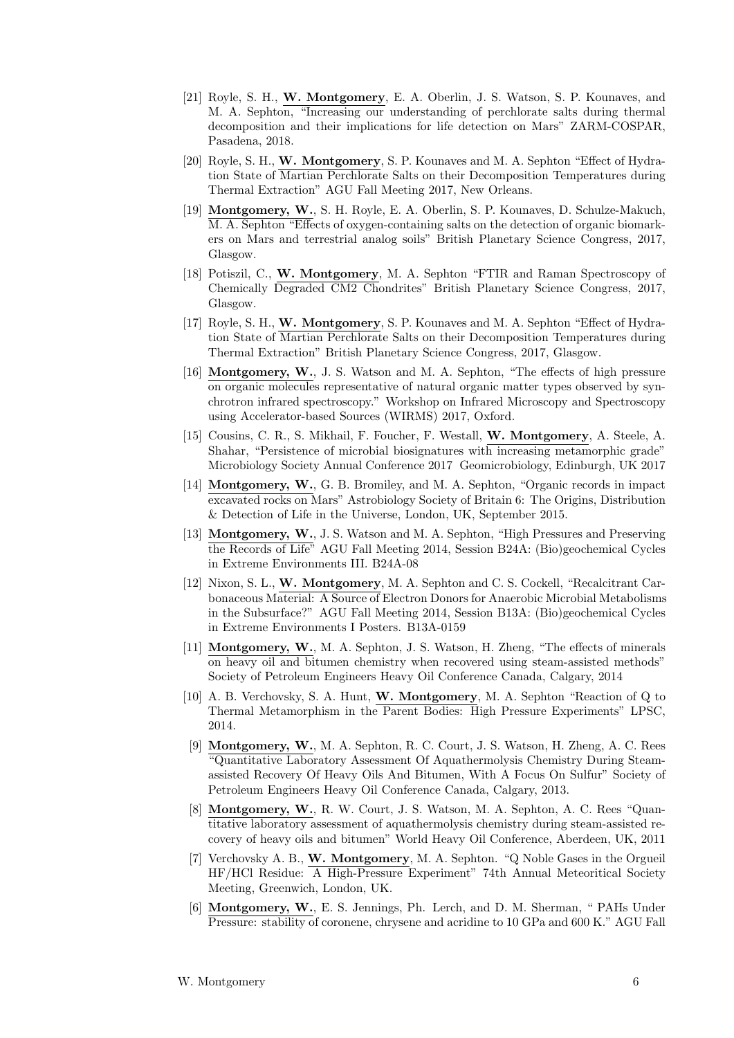[21] Royle, S. H., **W. Montgomery**, E. A. Oberlin, J. S. Watson, S. P. Kounaves, and M. A. Sephton, "Increasing our understanding of perchlorate salts during thermal decomposition and their implications for life detection on Mars" ZARM-COSPAR, Pasadena, 2018.

[20] Royle, S. H., **W. Montgomery**, S. P. Kounaves and M. A. Sephton "Effect of Hydration State of Martian Perchlorate Salts on their Decomposition Temperatures during Thermal Extraction" AGU Fall Meeting 2017, New Orleans.

[19] **Montgomery, W.**, S. H. Royle, E. A. Oberlin, S. P. Kounaves, D. Schulze-Makuch, M. A. Sephton "Effects of oxygen-containing salts on the detection of organic biomarkers on Mars and terrestrial analog soils" British Planetary Science Congress, 2017, Glasgow.

[18] Potiszil, C., **W. Montgomery**, M. A. Sephton "FTIR and Raman Spectroscopy of Chemically Degraded CM2 Chondrites" British Planetary Science Congress, 2017, Glasgow.

[17] Royle, S. H., **W. Montgomery**, S. P. Kounaves and M. A. Sephton "Effect of Hydration State of Martian Perchlorate Salts on their Decomposition Temperatures during Thermal Extraction" British Planetary Science Congress, 2017, Glasgow.

[16] **Montgomery, W.**, J. S. Watson and M. A. Sephton, "The effects of high pressure on organic molecules representative of natural organic matter types observed by synchrotron infrared spectroscopy." Workshop on Infrared Microscopy and Spectroscopy using Accelerator-based Sources (WIRMS) 2017, Oxford.

[15] Cousins, C. R., S. Mikhail, F. Foucher, F. Westall, **W. Montgomery**, A. Steele, A. Shahar, "Persistence of microbial biosignatures with increasing metamorphic grade" Microbiology Society Annual Conference 2017 Geomicrobiology, Edinburgh, UK 2017

[14] **Montgomery, W.**, G. B. Bromiley, and M. A. Sephton, "Organic records in impact excavated rocks on Mars" Astrobiology Society of Britain 6: The Origins, Distribution & Detection of Life in the Universe, London, UK, September 2015.

[13] **Montgomery, W.**, J. S. Watson and M. A. Sephton, "High Pressures and Preserving the Records of Life" AGU Fall Meeting 2014, Session B24A: (Bio)geochemical Cycles in Extreme Environments III. B24A-08

[12] Nixon, S. L., **W. Montgomery**, M. A. Sephton and C. S. Cockell, "Recalcitrant Carbonaceous Material: A Source of Electron Donors for Anaerobic Microbial Metabolisms in the Subsurface?" AGU Fall Meeting 2014, Session B13A: (Bio)geochemical Cycles in Extreme Environments I Posters. B13A-0159

[11] **Montgomery, W.**, M. A. Sephton, J. S. Watson, H. Zheng, "The effects of minerals on heavy oil and bitumen chemistry when recovered using steam-assisted methods" Society of Petroleum Engineers Heavy Oil Conference Canada, Calgary, 2014

[10] A. B. Verchovsky, S. A. Hunt, **W. Montgomery**, M. A. Sephton "Reaction of Q to Thermal Metamorphism in the Parent Bodies: High Pressure Experiments" LPSC, 2014.

[9] **Montgomery, W.**, M. A. Sephton, R. C. Court, J. S. Watson, H. Zheng, A. C. Rees "Quantitative Laboratory Assessment Of Aquathermolysis Chemistry During Steam-assisted Recovery Of Heavy Oils And Bitumen, With A Focus On Sulfur" Society of Petroleum Engineers Heavy Oil Conference Canada, Calgary, 2013.

[8] **Montgomery, W.**, R. W. Court, J. S. Watson, M. A. Sephton, A. C. Rees "Quantitative laboratory assessment of aquathermolysis chemistry during steam-assisted recovery of heavy oils and bitumen" World Heavy Oil Conference, Aberdeen, UK, 2011

[7] Verchovsky A. B., **W. Montgomery**, M. A. Sephton. "Q Noble Gases in the Orgueil HF/HCl Residue: A High-Pressure Experiment" 74th Annual Meteoritical Society Meeting, Greenwich, London, UK.

[6] **Montgomery, W.**, E. S. Jennings, Ph. Lerch, and D. M. Sherman, " PAHs Under Pressure: stability of coronene, chrysene and acridine to 10 GPa and 600 K." AGU Fall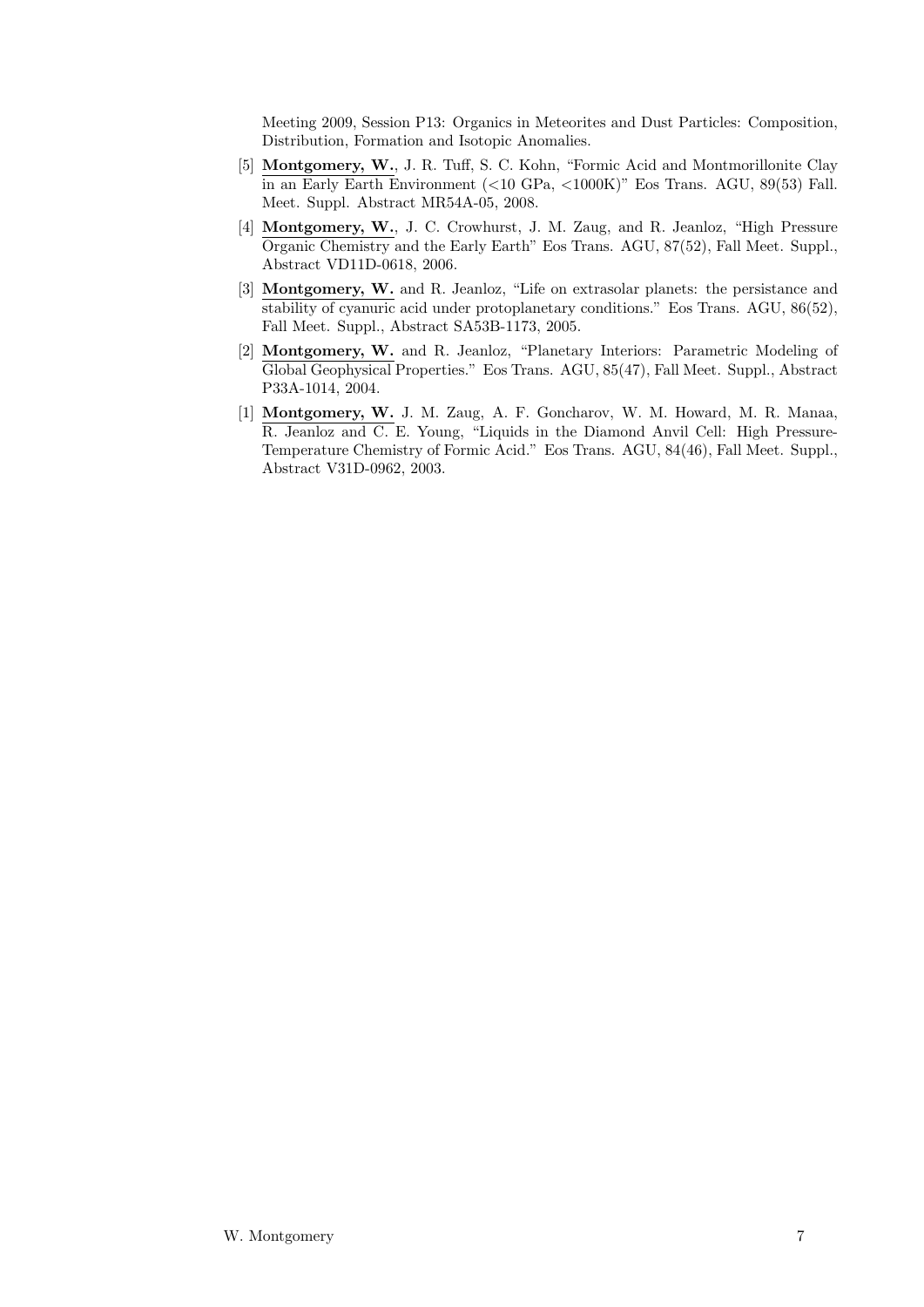Meeting 2009, Session P13: Organics in Meteorites and Dust Particles: Composition, Distribution, Formation and Isotopic Anomalies.

[5] **Montgomery, W.**, J. R. Tuff, S. C. Kohn, "Formic Acid and Montmorillonite Clay in an Early Earth Environment (<10 GPa, <1000K)" Eos Trans. AGU, 89(53) Fall. Meet. Suppl. Abstract MR54A-05, 2008.

[4] **Montgomery, W.**, J. C. Crowhurst, J. M. Zaug, and R. Jeanloz, "High Pressure Organic Chemistry and the Early Earth" Eos Trans. AGU, 87(52), Fall Meet. Suppl., Abstract VD11D-0618, 2006.

[3] **Montgomery, W.** and R. Jeanloz, "Life on extrasolar planets: the persistance and stability of cyanuric acid under protoplanetary conditions." Eos Trans. AGU, 86(52), Fall Meet. Suppl., Abstract SA53B-1173, 2005.

[2] **Montgomery, W.** and R. Jeanloz, "Planetary Interiors: Parametric Modeling of Global Geophysical Properties." Eos Trans. AGU, 85(47), Fall Meet. Suppl., Abstract P33A-1014, 2004.

[1] **Montgomery, W.** J. M. Zaug, A. F. Goncharov, W. M. Howard, M. R. Manaa, R. Jeanloz and C. E. Young, "Liquids in the Diamond Anvil Cell: High Pressure-Temperature Chemistry of Formic Acid." Eos Trans. AGU, 84(46), Fall Meet. Suppl., Abstract V31D-0962, 2003.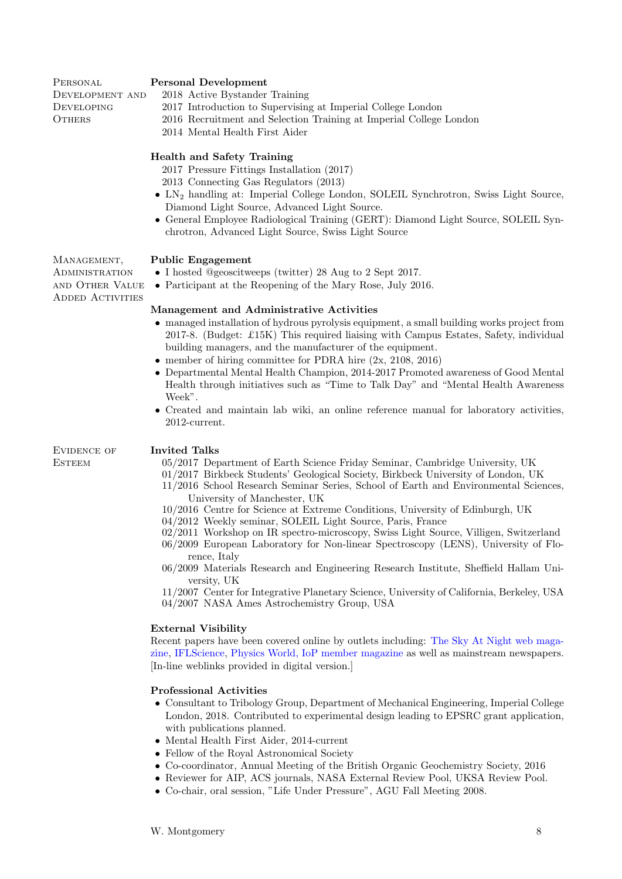## Personal Development and Developing Others

### Personal Development

2018 Active Bystander Training
2017 Introduction to Supervising at Imperial College London
2016 Recruitment and Selection Training at Imperial College London
2014 Mental Health First Aider

### Health and Safety Training

2017 Pressure Fittings Installation (2017)
2013 Connecting Gas Regulators (2013)

- $LN_2$ handling at: Imperial College London, SOLEIL Synchrotron, Swiss Light Source, Diamond Light Source, Advanced Light Source.
- General Employee Radiological Training (GERT): Diamond Light Source, SOLEIL Synchrotron, Advanced Light Source, Swiss Light Source

## Management, Administration and Other Value Added Activities

### Public Engagement

- I hosted @geoscitweeps (twitter) 28 Aug to 2 Sept 2017.
- Participant at the Reopening of the Mary Rose, July 2016.

### Management and Administrative Activities

- managed installation of hydrous pyrolysis equipment, a small building works project from 2017-8. (Budget: £15K) This required liaising with Campus Estates, Safety, individual building managers, and the manufacturer of the equipment.
- member of hiring committee for PDRA hire (2x, 2108, 2016)
- Departmental Mental Health Champion, 2014-2017 Promoted awareness of Good Mental Health through initiatives such as "Time to Talk Day" and "Mental Health Awareness Week".
- Created and maintain lab wiki, an online reference manual for laboratory activities, 2012-current.

## Evidence of Esteem

### Invited Talks

05/2017 Department of Earth Science Friday Seminar, Cambridge University, UK
01/2017 Birkbeck Students' Geological Society, Birkbeck University of London, UK
11/2016 School Research Seminar Series, School of Earth and Environmental Sciences, University of Manchester, UK
10/2016 Centre for Science at Extreme Conditions, University of Edinburgh, UK
04/2012 Weekly seminar, SOLEIL Light Source, Paris, France
02/2011 Workshop on IR spectro-microscopy, Swiss Light Source, Villigen, Switzerland
06/2009 European Laboratory for Non-linear Spectroscopy (LENS), University of Florence, Italy
06/2009 Materials Research and Engineering Research Institute, Sheffield Hallam University, UK
11/2007 Center for Integrative Planetary Science, University of California, Berkeley, USA
04/2007 NASA Ames Astrochemistry Group, USA

### External Visibility

Recent papers have been covered online by outlets including: The Sky At Night web magazine, IFLScience, Physics World, IoP member magazine as well as mainstream newspapers. [In-line weblinks provided in digital version.]

### Professional Activities

- Consultant to Tribology Group, Department of Mechanical Engineering, Imperial College London, 2018. Contributed to experimental design leading to EPSRC grant application, with publications planned.
- Mental Health First Aider, 2014-current
- Fellow of the Royal Astronomical Society
- Co-coordinator, Annual Meeting of the British Organic Geochemistry Society, 2016
- Reviewer for AIP, ACS journals, NASA External Review Pool, UKSA Review Pool.
- Co-chair, oral session, "Life Under Pressure", AGU Fall Meeting 2008.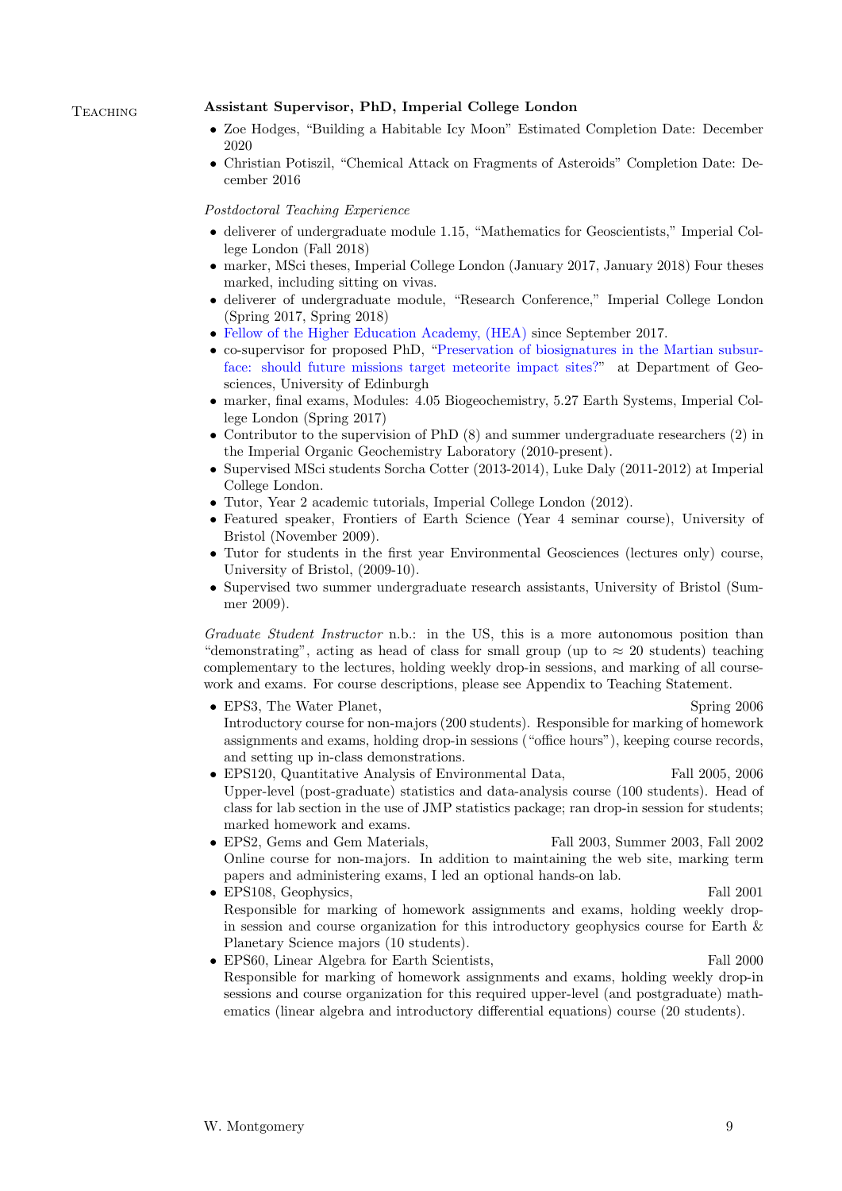## Teaching

**Assistant Supervisor, PhD, Imperial College London**

- Zoe Hodges, “Building a Habitable Icy Moon” Estimated Completion Date: December 2020
- Christian Potiszil, “Chemical Attack on Fragments of Asteroids” Completion Date: December 2016

*Postdoctoral Teaching Experience*

- deliverer of undergraduate module 1.15, “Mathematics for Geoscientists,” Imperial College London (Fall 2018)
- marker, MSci theses, Imperial College London (January 2017, January 2018) Four theses marked, including sitting on vivas.
- deliverer of undergraduate module, “Research Conference,” Imperial College London (Spring 2017, Spring 2018)
- Fellow of the Higher Education Academy, (HEA) since September 2017.
- co-supervisor for proposed PhD, “Preservation of biosignatures in the Martian subsurface: should future missions target meteorite impact sites?” at Department of Geosciences, University of Edinburgh
- marker, final exams, Modules: 4.05 Biogeochemistry, 5.27 Earth Systems, Imperial College London (Spring 2017)
- Contributor to the supervision of PhD (8) and summer undergraduate researchers (2) in the Imperial Organic Geochemistry Laboratory (2010-present).
- Supervised MSci students Sorcha Cotter (2013-2014), Luke Daly (2011-2012) at Imperial College London.
- Tutor, Year 2 academic tutorials, Imperial College London (2012).
- Featured speaker, Frontiers of Earth Science (Year 4 seminar course), University of Bristol (November 2009).
- Tutor for students in the first year Environmental Geosciences (lectures only) course, University of Bristol, (2009-10).
- Supervised two summer undergraduate research assistants, University of Bristol (Summer 2009).

*Graduate Student Instructor* n.b.: in the US, this is a more autonomous position than “demonstrating”, acting as head of class for small group (up to $\approx$ 20 students) teaching complementary to the lectures, holding weekly drop-in sessions, and marking of all coursework and exams. For course descriptions, please see Appendix to Teaching Statement.

- EPS3, The Water Planet, — Spring 2006
  Introductory course for non-majors (200 students). Responsible for marking of homework assignments and exams, holding drop-in sessions (“office hours”), keeping course records, and setting up in-class demonstrations.
- EPS120, Quantitative Analysis of Environmental Data, — Fall 2005, 2006
  Upper-level (post-graduate) statistics and data-analysis course (100 students). Head of class for lab section in the use of JMP statistics package; ran drop-in session for students; marked homework and exams.
- EPS2, Gems and Gem Materials, — Fall 2003, Summer 2003, Fall 2002
  Online course for non-majors. In addition to maintaining the web site, marking term papers and administering exams, I led an optional hands-on lab.
- EPS108, Geophysics, — Fall 2001
  Responsible for marking of homework assignments and exams, holding weekly drop-in session and course organization for this introductory geophysics course for Earth & Planetary Science majors (10 students).
- EPS60, Linear Algebra for Earth Scientists, — Fall 2000
  Responsible for marking of homework assignments and exams, holding weekly drop-in sessions and course organization for this required upper-level (and postgraduate) mathematics (linear algebra and introductory differential equations) course (20 students).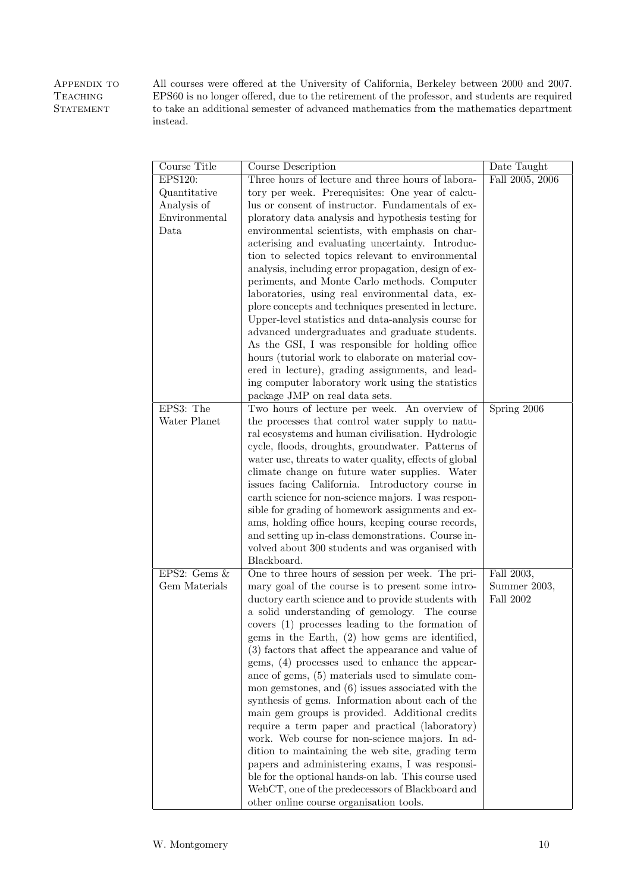**Appendix to Teaching Statement**

All courses were offered at the University of California, Berkeley between 2000 and 2007. EPS60 is no longer offered, due to the retirement of the professor, and students are required to take an additional semester of advanced mathematics from the mathematics department instead.

| Course Title | Course Description | Date Taught |
|---|---|---|
| EPS120: Quantitative Analysis of Environmental Data | Three hours of lecture and three hours of laboratory per week. Prerequisites: One year of calculus or consent of instructor. Fundamentals of exploratory data analysis and hypothesis testing for environmental scientists, with emphasis on characterising and evaluating uncertainty. Introduction to selected topics relevant to environmental analysis, including error propagation, design of experiments, and Monte Carlo methods. Computer laboratories, using real environmental data, explore concepts and techniques presented in lecture. Upper-level statistics and data-analysis course for advanced undergraduates and graduate students. As the GSI, I was responsible for holding office hours (tutorial work to elaborate on material covered in lecture), grading assignments, and leading computer laboratory work using the statistics package JMP on real data sets. | Fall 2005, 2006 |
| EPS3: The Water Planet | Two hours of lecture per week. An overview of the processes that control water supply to natural ecosystems and human civilisation. Hydrologic cycle, floods, droughts, groundwater. Patterns of water use, threats to water quality, effects of global climate change on future water supplies. Water issues facing California. Introductory course in earth science for non-science majors. I was responsible for grading of homework assignments and exams, holding office hours, keeping course records, and setting up in-class demonstrations. Course involved about 300 students and was organised with Blackboard. | Spring 2006 |
| EPS2: Gems & Gem Materials | One to three hours of session per week. The primary goal of the course is to present some introductory earth science and to provide students with a solid understanding of gemology. The course covers (1) processes leading to the formation of gems in the Earth, (2) how gems are identified, (3) factors that affect the appearance and value of gems, (4) processes used to enhance the appearance of gems, (5) materials used to simulate common gemstones, and (6) issues associated with the synthesis of gems. Information about each of the main gem groups is provided. Additional credits require a term paper and practical (laboratory) work. Web course for non-science majors. In addition to maintaining the web site, grading term papers and administering exams, I was responsible for the optional hands-on lab. This course used WebCT, one of the predecessors of Blackboard and other online course organisation tools. | Fall 2003, Summer 2003, Fall 2002 |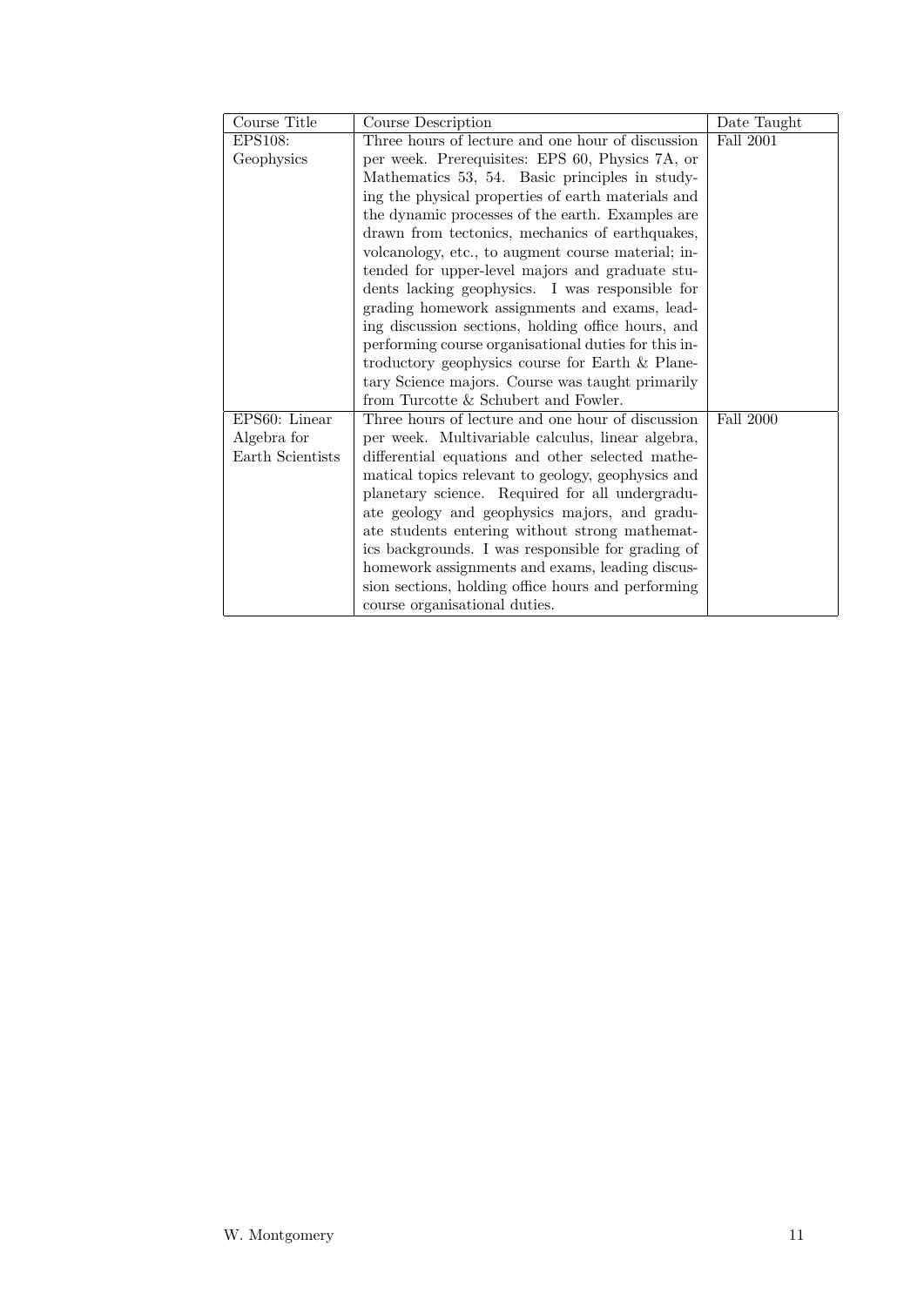| Course Title | Course Description | Date Taught |
|---|---|---|
| EPS108: Geophysics | Three hours of lecture and one hour of discussion per week. Prerequisites: EPS 60, Physics 7A, or Mathematics 53, 54. Basic principles in studying the physical properties of earth materials and the dynamic processes of the earth. Examples are drawn from tectonics, mechanics of earthquakes, volcanology, etc., to augment course material; intended for upper-level majors and graduate students lacking geophysics. I was responsible for grading homework assignments and exams, leading discussion sections, holding office hours, and performing course organisational duties for this introductory geophysics course for Earth & Planetary Science majors. Course was taught primarily from Turcotte & Schubert and Fowler. | Fall 2001 |
| EPS60: Linear Algebra for Earth Scientists | Three hours of lecture and one hour of discussion per week. Multivariable calculus, linear algebra, differential equations and other selected mathematical topics relevant to geology, geophysics and planetary science. Required for all undergraduate geology and geophysics majors, and graduate students entering without strong mathematics backgrounds. I was responsible for grading of homework assignments and exams, leading discussion sections, holding office hours and performing course organisational duties. | Fall 2000 |